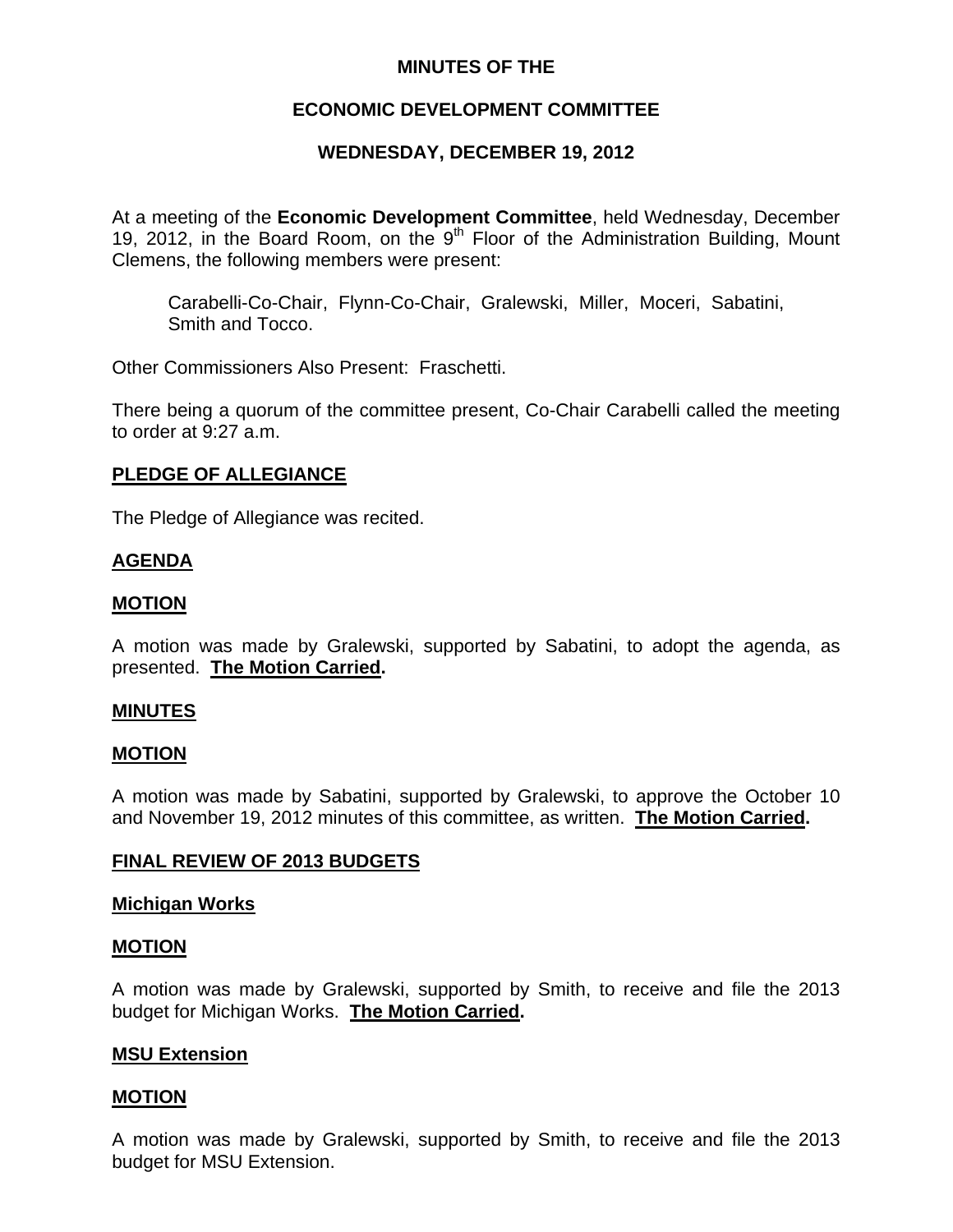# MINUTES OF THE

# ECONOMIC DEVELOPMENT COMMITTEE

# WEDNESDAY, DECEMBER 19, 2012

At a meeting of the **Economic Development Committee**, held Wednesday, December 19, 2012, in the Board Room, on the 9th Floor of the Administration Building, Mount Clemens, the following members were present:

> Carabelli-Co-Chair, Flynn-Co-Chair, Gralewski, Miller, Moceri, Sabatini, Smith and Tocco.

Other Commissioners Also Present: Fraschetti.

There being a quorum of the committee present, Co-Chair Carabelli called the meeting to order at 9:27 a.m.

## PLEDGE OF ALLEGIANCE

The Pledge of Allegiance was recited.

## AGENDA

### MOTION

A motion was made by Gralewski, supported by Sabatini, to adopt the agenda, as presented. **The Motion Carried.**

## MINUTES

### MOTION

A motion was made by Sabatini, supported by Gralewski, to approve the October 10 and November 19, 2012 minutes of this committee, as written. **The Motion Carried.**

## FINAL REVIEW OF 2013 BUDGETS

### Michigan Works

### MOTION

A motion was made by Gralewski, supported by Smith, to receive and file the 2013 budget for Michigan Works. **The Motion Carried.**

### MSU Extension

### MOTION

A motion was made by Gralewski, supported by Smith, to receive and file the 2013 budget for MSU Extension.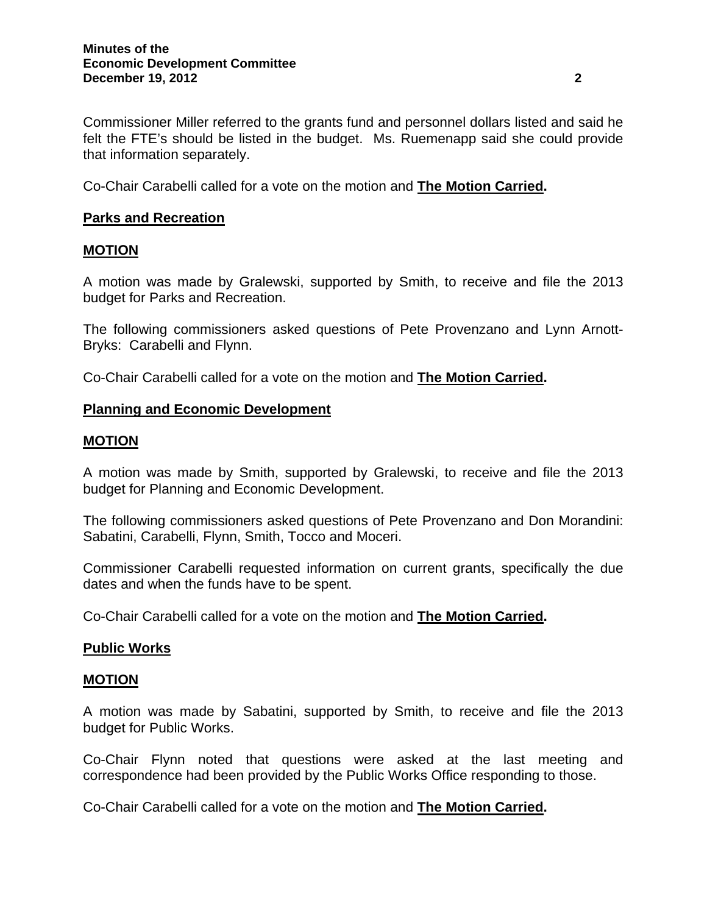Commissioner Miller referred to the grants fund and personnel dollars listed and said he felt the FTE's should be listed in the budget. Ms. Ruemenapp said she could provide that information separately.

Co-Chair Carabelli called for a vote on the motion and **The Motion Carried.**

## Parks and Recreation

### MOTION

A motion was made by Gralewski, supported by Smith, to receive and file the 2013 budget for Parks and Recreation.

The following commissioners asked questions of Pete Provenzano and Lynn Arnott-Bryks: Carabelli and Flynn.

Co-Chair Carabelli called for a vote on the motion and **The Motion Carried.**

## Planning and Economic Development

### MOTION

A motion was made by Smith, supported by Gralewski, to receive and file the 2013 budget for Planning and Economic Development.

The following commissioners asked questions of Pete Provenzano and Don Morandini: Sabatini, Carabelli, Flynn, Smith, Tocco and Moceri.

Commissioner Carabelli requested information on current grants, specifically the due dates and when the funds have to be spent.

Co-Chair Carabelli called for a vote on the motion and **The Motion Carried.**

## Public Works

### MOTION

A motion was made by Sabatini, supported by Smith, to receive and file the 2013 budget for Public Works.

Co-Chair Flynn noted that questions were asked at the last meeting and correspondence had been provided by the Public Works Office responding to those.

Co-Chair Carabelli called for a vote on the motion and **The Motion Carried.**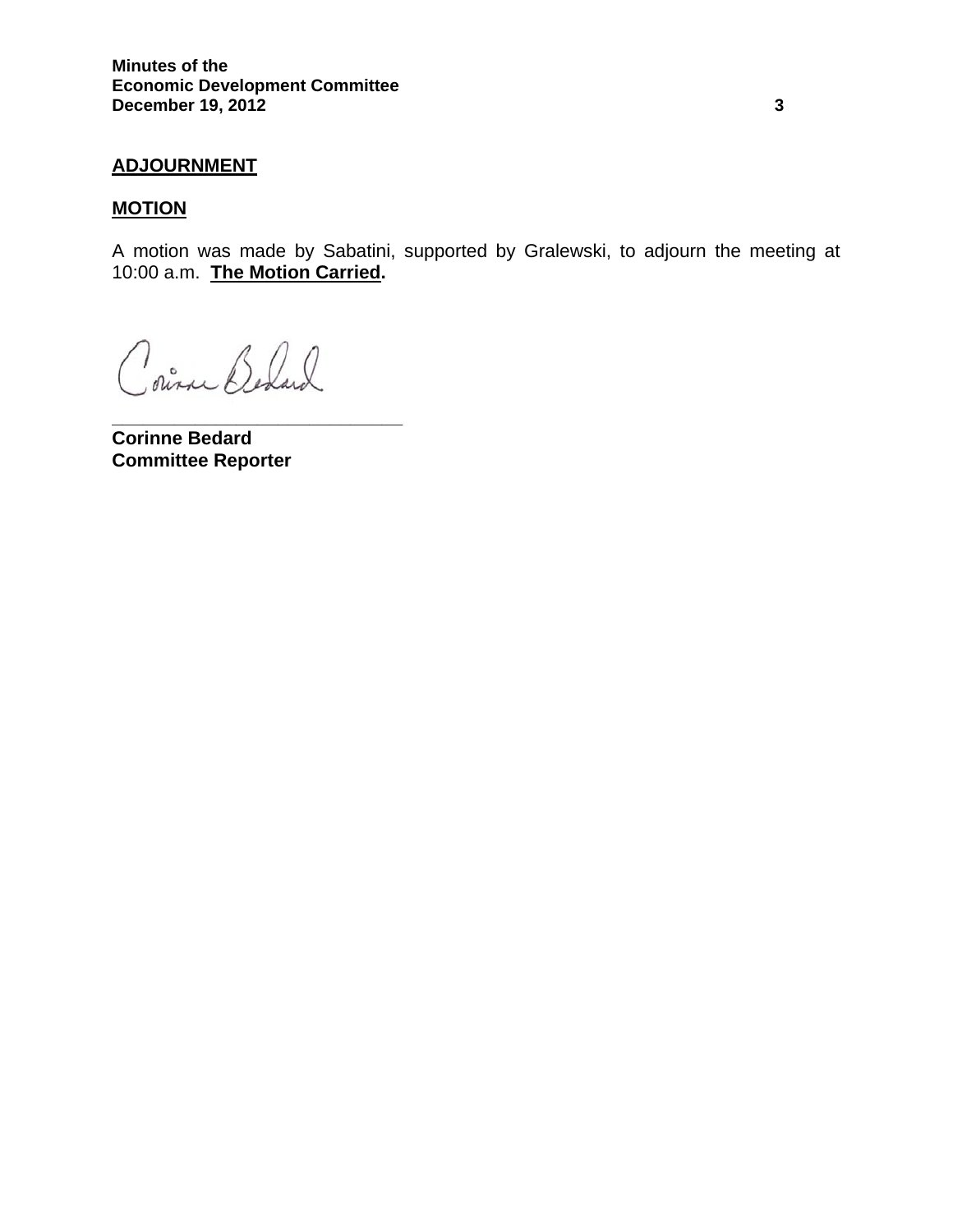## ADJOURNMENT

### MOTION

A motion was made by Sabatini, supported by Gralewski, to adjourn the meeting at 10:00 a.m. **The Motion Carried.**

\_\_\_\_\_\_\_\_\_\_\_\_\_\_\_\_\_\_\_\_\_\_\_\_\_\_\_\_\_\_

**Corinne Bedard**
**Committee Reporter**